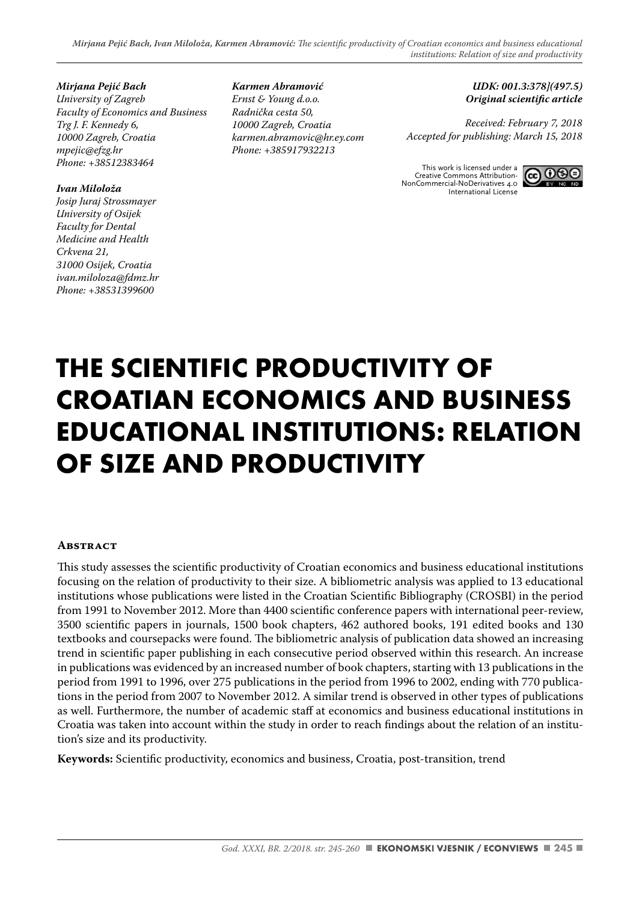*Mirjana Pejić Bach*
*University of Zagreb*
*Faculty of Economics and Business*
*Trg J. F. Kennedy 6,*
*10000 Zagreb, Croatia*
*mpejic@efzg.hr*
*Phone: +38512383464*

*Ivan Miloloža*
*Josip Juraj Strossmayer*
*University of Osijek*
*Faculty for Dental*
*Medicine and Health*
*Crkvena 21,*
*31000 Osijek, Croatia*
*ivan.miloloza@fdmz.hr*
*Phone: +38531399600*

*Karmen Abramović*
*Ernst & Young d.o.o.*
*Radnička cesta 50,*
*10000 Zagreb, Croatia*
*karmen.abramovic@hr.ey.com*
*Phone: +385917932213*

***UDK: 001.3:378](497.5)***
***Original scientific article***

*Received: February 7, 2018*
*Accepted for publishing: March 15, 2018*

This work is licensed under a Creative Commons Attribution-NonCommercial-NoDerivatives 4.0 International License

# THE SCIENTIFIC PRODUCTIVITY OF CROATIAN ECONOMICS AND BUSINESS EDUCATIONAL INSTITUTIONS: RELATION OF SIZE AND PRODUCTIVITY

## Abstract

This study assesses the scientific productivity of Croatian economics and business educational institutions focusing on the relation of productivity to their size. A bibliometric analysis was applied to 13 educational institutions whose publications were listed in the Croatian Scientific Bibliography (CROSBI) in the period from 1991 to November 2012. More than 4400 scientific conference papers with international peer-review, 3500 scientific papers in journals, 1500 book chapters, 462 authored books, 191 edited books and 130 textbooks and coursepacks were found. The bibliometric analysis of publication data showed an increasing trend in scientific paper publishing in each consecutive period observed within this research. An increase in publications was evidenced by an increased number of book chapters, starting with 13 publications in the period from 1991 to 1996, over 275 publications in the period from 1996 to 2002, ending with 770 publications in the period from 2007 to November 2012. A similar trend is observed in other types of publications as well. Furthermore, the number of academic staff at economics and business educational institutions in Croatia was taken into account within the study in order to reach findings about the relation of an institution's size and its productivity.

**Keywords:** Scientific productivity, economics and business, Croatia, post-transition, trend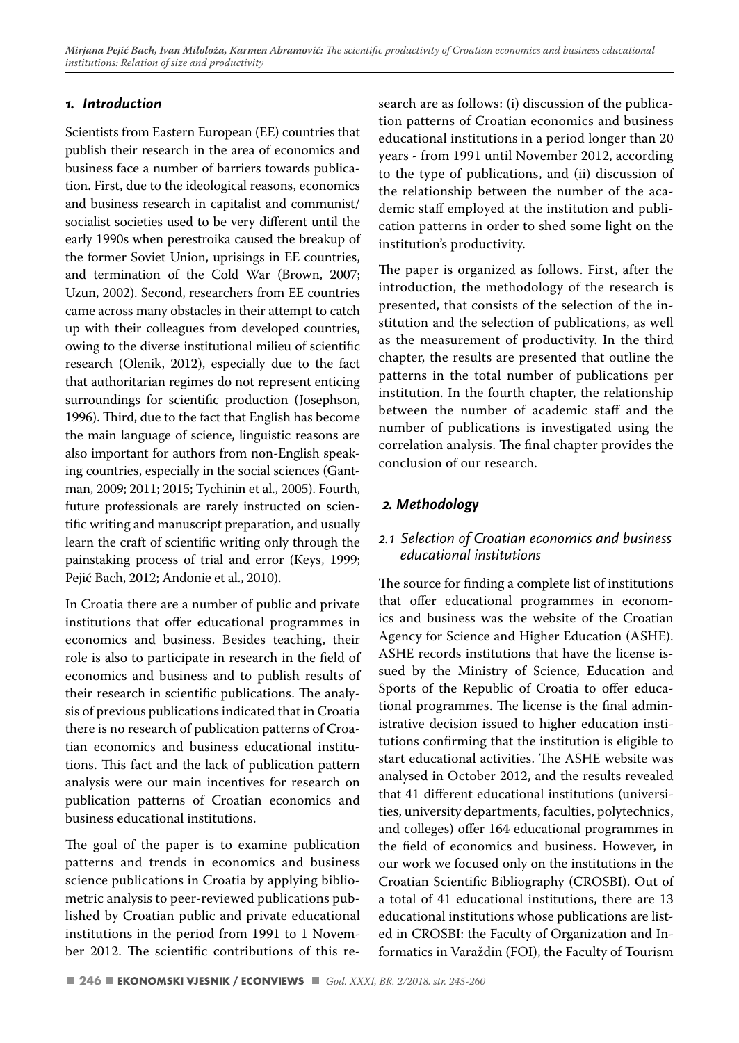## 1. Introduction

Scientists from Eastern European (EE) countries that publish their research in the area of economics and business face a number of barriers towards publication. First, due to the ideological reasons, economics and business research in capitalist and communist/socialist societies used to be very different until the early 1990s when perestroika caused the breakup of the former Soviet Union, uprisings in EE countries, and termination of the Cold War (Brown, 2007; Uzun, 2002). Second, researchers from EE countries came across many obstacles in their attempt to catch up with their colleagues from developed countries, owing to the diverse institutional milieu of scientific research (Olenik, 2012), especially due to the fact that authoritarian regimes do not represent enticing surroundings for scientific production (Josephson, 1996). Third, due to the fact that English has become the main language of science, linguistic reasons are also important for authors from non-English speaking countries, especially in the social sciences (Gantman, 2009; 2011; 2015; Tychinin et al., 2005). Fourth, future professionals are rarely instructed on scientific writing and manuscript preparation, and usually learn the craft of scientific writing only through the painstaking process of trial and error (Keys, 1999; Pejić Bach, 2012; Andonie et al., 2010).

In Croatia there are a number of public and private institutions that offer educational programmes in economics and business. Besides teaching, their role is also to participate in research in the field of economics and business and to publish results of their research in scientific publications. The analysis of previous publications indicated that in Croatia there is no research of publication patterns of Croatian economics and business educational institutions. This fact and the lack of publication pattern analysis were our main incentives for research on publication patterns of Croatian economics and business educational institutions.

The goal of the paper is to examine publication patterns and trends in economics and business science publications in Croatia by applying bibliometric analysis to peer-reviewed publications published by Croatian public and private educational institutions in the period from 1991 to 1 November 2012. The scientific contributions of this research are as follows: (i) discussion of the publication patterns of Croatian economics and business educational institutions in a period longer than 20 years - from 1991 until November 2012, according to the type of publications, and (ii) discussion of the relationship between the number of the academic staff employed at the institution and publication patterns in order to shed some light on the institution's productivity.

The paper is organized as follows. First, after the introduction, the methodology of the research is presented, that consists of the selection of the institution and the selection of publications, as well as the measurement of productivity. In the third chapter, the results are presented that outline the patterns in the total number of publications per institution. In the fourth chapter, the relationship between the number of academic staff and the number of publications is investigated using the correlation analysis. The final chapter provides the conclusion of our research.

## 2. Methodology

### 2.1 Selection of Croatian economics and business educational institutions

The source for finding a complete list of institutions that offer educational programmes in economics and business was the website of the Croatian Agency for Science and Higher Education (ASHE). ASHE records institutions that have the license issued by the Ministry of Science, Education and Sports of the Republic of Croatia to offer educational programmes. The license is the final administrative decision issued to higher education institutions confirming that the institution is eligible to start educational activities. The ASHE website was analysed in October 2012, and the results revealed that 41 different educational institutions (universities, university departments, faculties, polytechnics, and colleges) offer 164 educational programmes in the field of economics and business. However, in our work we focused only on the institutions in the Croatian Scientific Bibliography (CROSBI). Out of a total of 41 educational institutions, there are 13 educational institutions whose publications are listed in CROSBI: the Faculty of Organization and Informatics in Varaždin (FOI), the Faculty of Tourism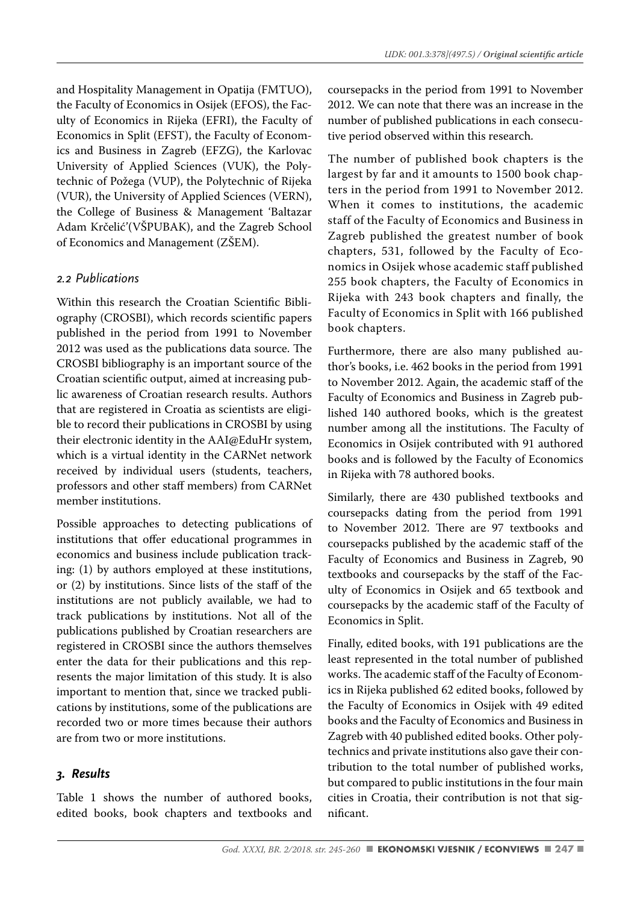and Hospitality Management in Opatija (FMTUO), the Faculty of Economics in Osijek (EFOS), the Faculty of Economics in Rijeka (EFRI), the Faculty of Economics in Split (EFST), the Faculty of Economics and Business in Zagreb (EFZG), the Karlovac University of Applied Sciences (VUK), the Polytechnic of Požega (VUP), the Polytechnic of Rijeka (VUR), the University of Applied Sciences (VERN), the College of Business & Management 'Baltazar Adam Krčelić'(VŠPUBAK), and the Zagreb School of Economics and Management (ZŠEM).

### *2.2 Publications*

Within this research the Croatian Scientific Bibliography (CROSBI), which records scientific papers published in the period from 1991 to November 2012 was used as the publications data source. The CROSBI bibliography is an important source of the Croatian scientific output, aimed at increasing public awareness of Croatian research results. Authors that are registered in Croatia as scientists are eligible to record their publications in CROSBI by using their electronic identity in the AAI@EduHr system, which is a virtual identity in the CARNet network received by individual users (students, teachers, professors and other staff members) from CARNet member institutions.

Possible approaches to detecting publications of institutions that offer educational programmes in economics and business include publication tracking: (1) by authors employed at these institutions, or (2) by institutions. Since lists of the staff of the institutions are not publicly available, we had to track publications by institutions. Not all of the publications published by Croatian researchers are registered in CROSBI since the authors themselves enter the data for their publications and this represents the major limitation of this study. It is also important to mention that, since we tracked publications by institutions, some of the publications are recorded two or more times because their authors are from two or more institutions.

## *3. Results*

Table 1 shows the number of authored books, edited books, book chapters and textbooks and coursepacks in the period from 1991 to November 2012. We can note that there was an increase in the number of published publications in each consecutive period observed within this research.

The number of published book chapters is the largest by far and it amounts to 1500 book chapters in the period from 1991 to November 2012. When it comes to institutions, the academic staff of the Faculty of Economics and Business in Zagreb published the greatest number of book chapters, 531, followed by the Faculty of Economics in Osijek whose academic staff published 255 book chapters, the Faculty of Economics in Rijeka with 243 book chapters and finally, the Faculty of Economics in Split with 166 published book chapters.

Furthermore, there are also many published author's books, i.e. 462 books in the period from 1991 to November 2012. Again, the academic staff of the Faculty of Economics and Business in Zagreb published 140 authored books, which is the greatest number among all the institutions. The Faculty of Economics in Osijek contributed with 91 authored books and is followed by the Faculty of Economics in Rijeka with 78 authored books.

Similarly, there are 430 published textbooks and coursepacks dating from the period from 1991 to November 2012. There are 97 textbooks and coursepacks published by the academic staff of the Faculty of Economics and Business in Zagreb, 90 textbooks and coursepacks by the staff of the Faculty of Economics in Osijek and 65 textbook and coursepacks by the academic staff of the Faculty of Economics in Split.

Finally, edited books, with 191 publications are the least represented in the total number of published works. The academic staff of the Faculty of Economics in Rijeka published 62 edited books, followed by the Faculty of Economics in Osijek with 49 edited books and the Faculty of Economics and Business in Zagreb with 40 published edited books. Other polytechnics and private institutions also gave their contribution to the total number of published works, but compared to public institutions in the four main cities in Croatia, their contribution is not that significant.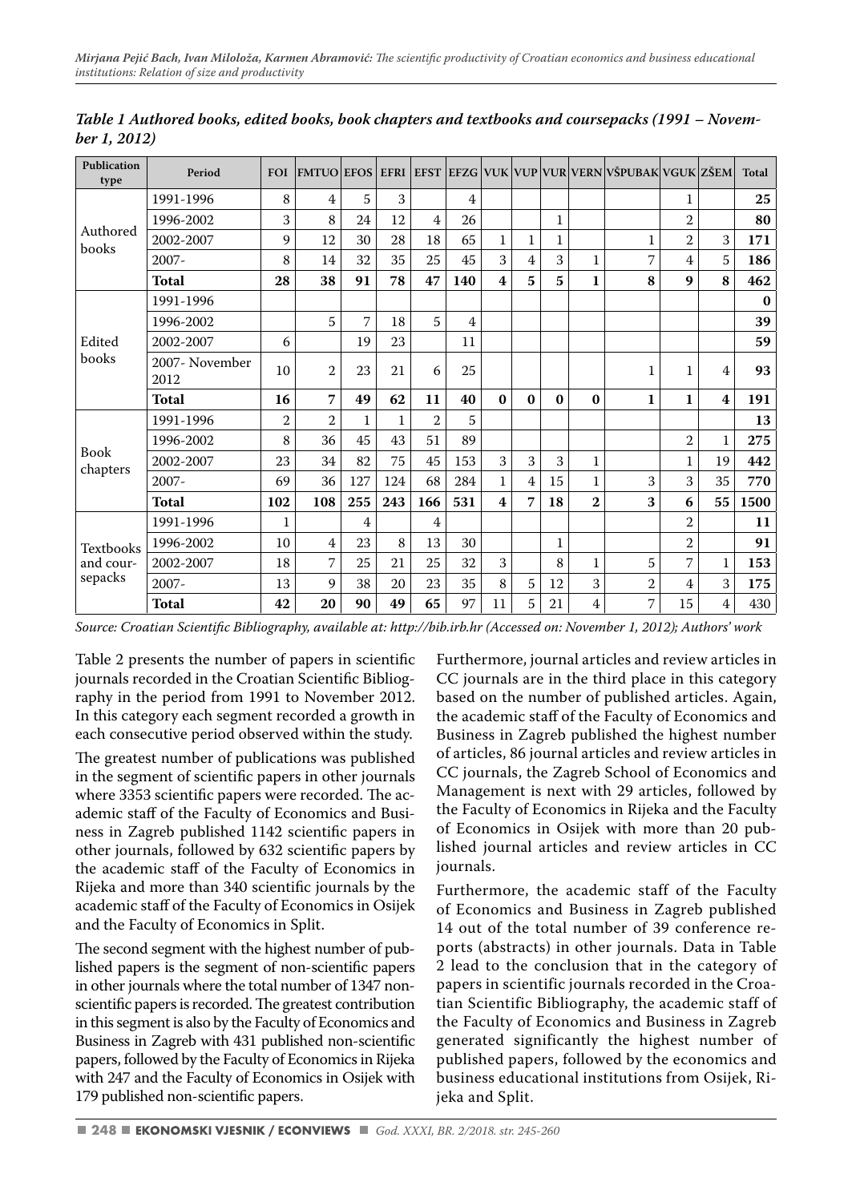*Table 1 Authored books, edited books, book chapters and textbooks and coursepacks (1991 – November 1, 2012)*

| Publication type | Period | FOI | FMTUO | EFOS | EFRI | EFST | EFZG | VUK | VUP | VUR | VERN | VŠPUBAK | VGUK | ZŠEM | Total |
|---|---|---|---|---|---|---|---|---|---|---|---|---|---|---|---|
| Authored books | 1991-1996 | 8 | 4 | 5 | 3 | | 4 | | | | | | 1 | | **25** |
| | 1996-2002 | 3 | 8 | 24 | 12 | 4 | 26 | | | 1 | | | 2 | | **80** |
| | 2002-2007 | 9 | 12 | 30 | 28 | 18 | 65 | 1 | 1 | 1 | | 1 | 2 | 3 | **171** |
| | 2007- | 8 | 14 | 32 | 35 | 25 | 45 | 3 | 4 | 3 | 1 | 7 | 4 | 5 | **186** |
| | **Total** | **28** | **38** | **91** | **78** | **47** | **140** | **4** | **5** | **5** | **1** | **8** | **9** | **8** | **462** |
| Edited books | 1991-1996 | | | | | | | | | | | | | | **0** |
| | 1996-2002 | | 5 | 7 | 18 | 5 | 4 | | | | | | | | **39** |
| | 2002-2007 | 6 | | 19 | 23 | | 11 | | | | | | | | **59** |
| | 2007- November 2012 | 10 | 2 | 23 | 21 | 6 | 25 | | | | | 1 | 1 | 4 | **93** |
| | **Total** | **16** | **7** | **49** | **62** | **11** | **40** | **0** | **0** | **0** | **0** | **1** | **1** | **4** | **191** |
| Book chapters | 1991-1996 | 2 | 2 | 1 | 1 | 2 | 5 | | | | | | | | **13** |
| | 1996-2002 | 8 | 36 | 45 | 43 | 51 | 89 | | | | | | 2 | 1 | **275** |
| | 2002-2007 | 23 | 34 | 82 | 75 | 45 | 153 | 3 | 3 | 3 | 1 | | 1 | 19 | **442** |
| | 2007- | 69 | 36 | 127 | 124 | 68 | 284 | 1 | 4 | 15 | 1 | 3 | 3 | 35 | **770** |
| | **Total** | **102** | **108** | **255** | **243** | **166** | **531** | **4** | **7** | **18** | **2** | **3** | **6** | **55** | **1500** |
| Textbooks and coursepacks | 1991-1996 | 1 | | 4 | | | 4 | | | | | | 2 | | **11** |
| | 1996-2002 | 10 | 4 | 23 | 8 | 13 | 30 | | | 1 | | | 2 | | **91** |
| | 2002-2007 | 18 | 7 | 25 | 21 | 25 | 32 | 3 | | 8 | 1 | 5 | 7 | 1 | **153** |
| | 2007- | 13 | 9 | 38 | 20 | 23 | 35 | 8 | 5 | 12 | 3 | 2 | 4 | 3 | **175** |
| | **Total** | **42** | **20** | **90** | **49** | **65** | 97 | 11 | 5 | 21 | 4 | 7 | 15 | 4 | 430 |

*Source: Croatian Scientific Bibliography, available at: http://bib.irb.hr (Accessed on: November 1, 2012); Authors' work*

Table 2 presents the number of papers in scientific journals recorded in the Croatian Scientific Bibliography in the period from 1991 to November 2012. In this category each segment recorded a growth in each consecutive period observed within the study.

The greatest number of publications was published in the segment of scientific papers in other journals where 3353 scientific papers were recorded. The academic staff of the Faculty of Economics and Business in Zagreb published 1142 scientific papers in other journals, followed by 632 scientific papers by the academic staff of the Faculty of Economics in Rijeka and more than 340 scientific journals by the academic staff of the Faculty of Economics in Osijek and the Faculty of Economics in Split.

The second segment with the highest number of published papers is the segment of non-scientific papers in other journals where the total number of 1347 non-scientific papers is recorded. The greatest contribution in this segment is also by the Faculty of Economics and Business in Zagreb with 431 published non-scientific papers, followed by the Faculty of Economics in Rijeka with 247 and the Faculty of Economics in Osijek with 179 published non-scientific papers.

Furthermore, journal articles and review articles in CC journals are in the third place in this category based on the number of published articles. Again, the academic staff of the Faculty of Economics and Business in Zagreb published the highest number of articles, 86 journal articles and review articles in CC journals, the Zagreb School of Economics and Management is next with 29 articles, followed by the Faculty of Economics in Rijeka and the Faculty of Economics in Osijek with more than 20 published journal articles and review articles in CC journals.

Furthermore, the academic staff of the Faculty of Economics and Business in Zagreb published 14 out of the total number of 39 conference reports (abstracts) in other journals. Data in Table 2 lead to the conclusion that in the category of papers in scientific journals recorded in the Croatian Scientific Bibliography, the academic staff of the Faculty of Economics and Business in Zagreb generated significantly the highest number of published papers, followed by the economics and business educational institutions from Osijek, Rijeka and Split.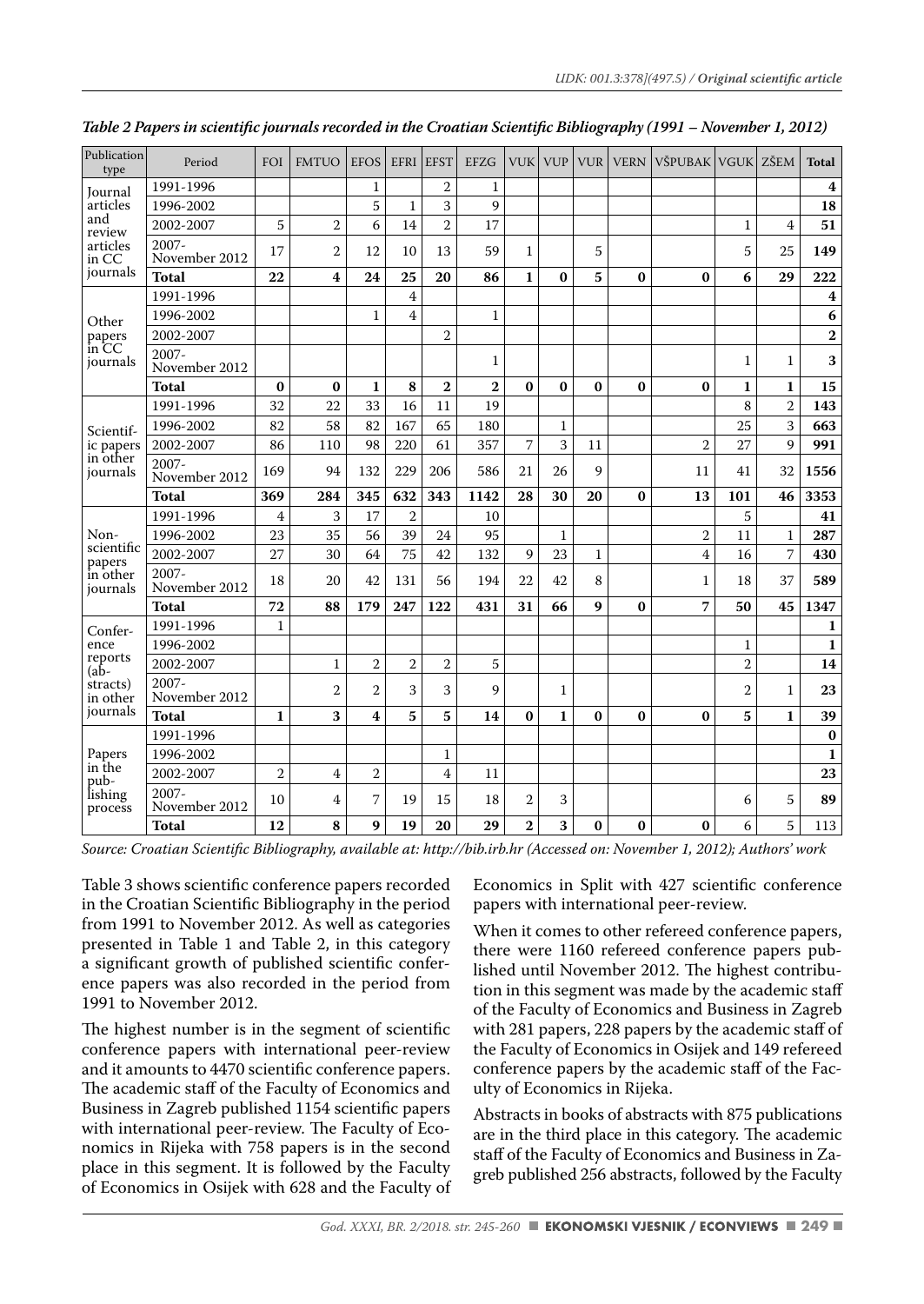*Table 2 Papers in scientific journals recorded in the Croatian Scientific Bibliography (1991 – November 1, 2012)*

| Publication type | Period | FOI | FMTUO | EFOS | EFRI | EFST | EFZG | VUK | VUP | VUR | VERN | VŠPUBAK | VGUK | ZŠEM | Total |
|---|---|---|---|---|---|---|---|---|---|---|---|---|---|---|---|
| Journal articles and review articles in CC journals | 1991-1996 | | | 1 | | 2 | 1 | | | | | | | | **4** |
| | 1996-2002 | | | 5 | 1 | 3 | 9 | | | | | | | | **18** |
| | 2002-2007 | 5 | 2 | 6 | 14 | 2 | 17 | | | | | | 1 | 4 | **51** |
| | 2007-November 2012 | 17 | 2 | 12 | 10 | 13 | 59 | 1 | | 5 | | | 5 | 25 | **149** |
| | **Total** | **22** | **4** | **24** | **25** | **20** | **86** | **1** | **0** | **5** | **0** | **0** | **6** | **29** | **222** |
| Other papers in CC journals | 1991-1996 | | | | 4 | | | | | | | | | | **4** |
| | 1996-2002 | | | 1 | 4 | | 1 | | | | | | | | **6** |
| | 2002-2007 | | | | | 2 | | | | | | | | | **2** |
| | 2007-November 2012 | | | | | | 1 | | | | | | 1 | 1 | **3** |
| | **Total** | **0** | **0** | **1** | **8** | **2** | **2** | **0** | **0** | **0** | **0** | **0** | **1** | **1** | **15** |
| Scientific papers in other journals | 1991-1996 | 32 | 22 | 33 | 16 | 11 | 19 | | | | | | 8 | 2 | **143** |
| | 1996-2002 | 82 | 58 | 82 | 167 | 65 | 180 | | 1 | | | | 25 | 3 | **663** |
| | 2002-2007 | 86 | 110 | 98 | 220 | 61 | 357 | 7 | 3 | 11 | | 2 | 27 | 9 | **991** |
| | 2007-November 2012 | 169 | 94 | 132 | 229 | 206 | 586 | 21 | 26 | 9 | | 11 | 41 | 32 | **1556** |
| | **Total** | **369** | **284** | **345** | **632** | **343** | **1142** | **28** | **30** | **20** | **0** | **13** | **101** | **46** | **3353** |
| Non-scientific papers in other journals | 1991-1996 | 4 | 3 | 17 | 2 | | 10 | | | | | | 5 | | **41** |
| | 1996-2002 | 23 | 35 | 56 | 39 | 24 | 95 | | 1 | | | 2 | 11 | 1 | **287** |
| | 2002-2007 | 27 | 30 | 64 | 75 | 42 | 132 | 9 | 23 | 1 | | 4 | 16 | 7 | **430** |
| | 2007-November 2012 | 18 | 20 | 42 | 131 | 56 | 194 | 22 | 42 | 8 | | 1 | 18 | 37 | **589** |
| | **Total** | **72** | **88** | **179** | **247** | **122** | **431** | **31** | **66** | **9** | **0** | **7** | **50** | **45** | **1347** |
| Conference reports (abstracts) in other journals | 1991-1996 | 1 | | | | | | | | | | | | | **1** |
| | 1996-2002 | | | | | | | | | | | | 1 | | **1** |
| | 2002-2007 | | 1 | 2 | 2 | 2 | 5 | | | | | | 2 | | **14** |
| | 2007-November 2012 | | 2 | 2 | 3 | 3 | 9 | | 1 | | | | 2 | 1 | **23** |
| | **Total** | **1** | **3** | **4** | **5** | **5** | **14** | **0** | **1** | **0** | **0** | **0** | **5** | **1** | **39** |
| Papers in the publishing process | 1991-1996 | | | | | | | | | | | | | | **0** |
| | 1996-2002 | | | | | 1 | | | | | | | | | **1** |
| | 2002-2007 | 2 | 4 | 2 | | 4 | 11 | | | | | | | | **23** |
| | 2007-November 2012 | 10 | 4 | 7 | 19 | 15 | 18 | 2 | 3 | | | | 6 | 5 | **89** |
| | **Total** | **12** | **8** | **9** | **19** | **20** | **29** | **2** | **3** | **0** | **0** | **0** | 6 | 5 | 113 |

*Source: Croatian Scientific Bibliography, available at: http://bib.irb.hr (Accessed on: November 1, 2012); Authors' work*

Table 3 shows scientific conference papers recorded in the Croatian Scientific Bibliography in the period from 1991 to November 2012. As well as categories presented in Table 1 and Table 2, in this category a significant growth of published scientific conference papers was also recorded in the period from 1991 to November 2012.

The highest number is in the segment of scientific conference papers with international peer-review and it amounts to 4470 scientific conference papers. The academic staff of the Faculty of Economics and Business in Zagreb published 1154 scientific papers with international peer-review. The Faculty of Economics in Rijeka with 758 papers is in the second place in this segment. It is followed by the Faculty of Economics in Osijek with 628 and the Faculty of Economics in Split with 427 scientific conference papers with international peer-review.

When it comes to other refereed conference papers, there were 1160 refereed conference papers published until November 2012. The highest contribution in this segment was made by the academic staff of the Faculty of Economics and Business in Zagreb with 281 papers, 228 papers by the academic staff of the Faculty of Economics in Osijek and 149 refereed conference papers by the academic staff of the Faculty of Economics in Rijeka.

Abstracts in books of abstracts with 875 publications are in the third place in this category. The academic staff of the Faculty of Economics and Business in Zagreb published 256 abstracts, followed by the Faculty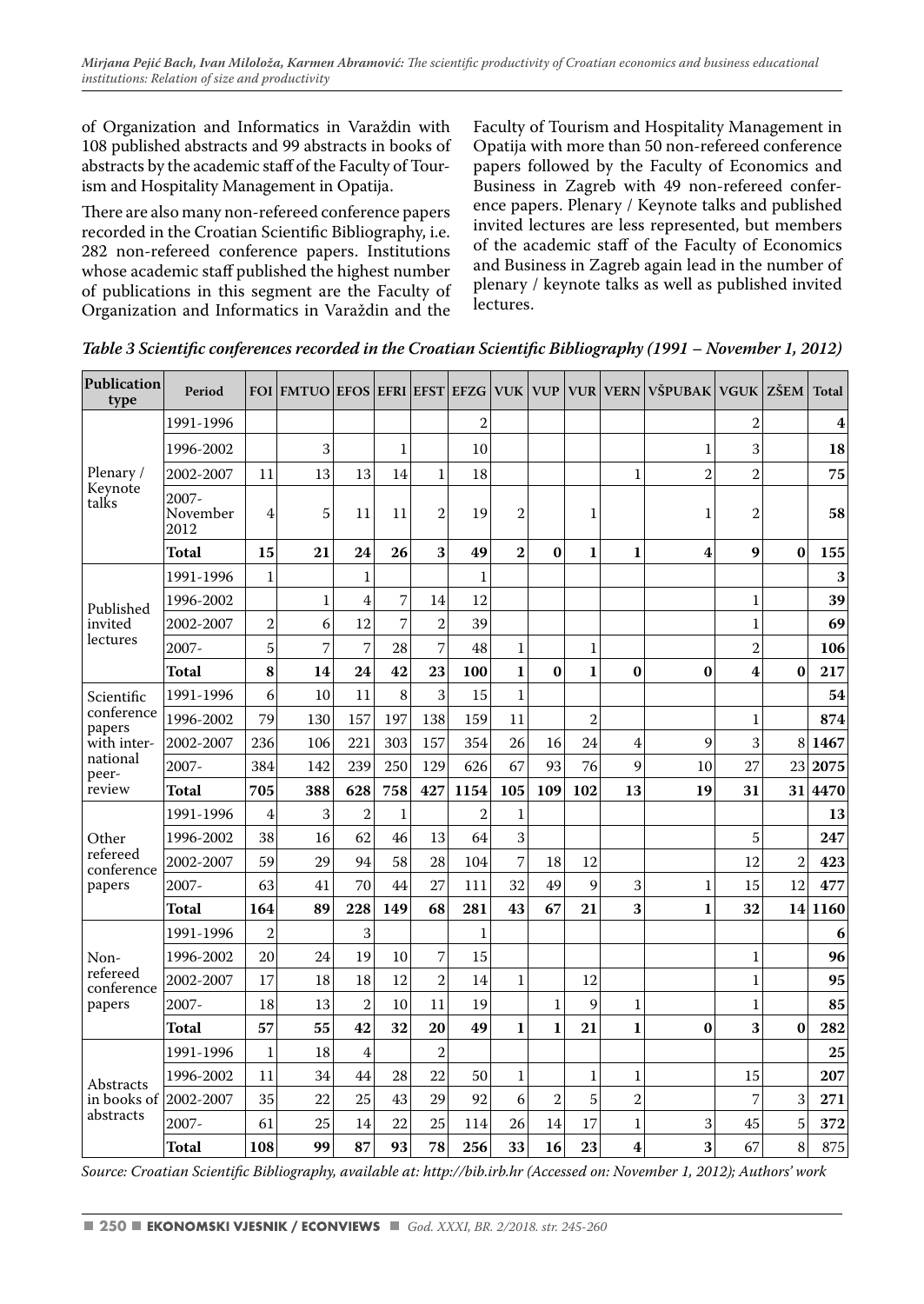of Organization and Informatics in Varaždin with 108 published abstracts and 99 abstracts in books of abstracts by the academic staff of the Faculty of Tourism and Hospitality Management in Opatija.

There are also many non-refereed conference papers recorded in the Croatian Scientific Bibliography, i.e. 282 non-refereed conference papers. Institutions whose academic staff published the highest number of publications in this segment are the Faculty of Organization and Informatics in Varaždin and the Faculty of Tourism and Hospitality Management in Opatija with more than 50 non-refereed conference papers followed by the Faculty of Economics and Business in Zagreb with 49 non-refereed conference papers. Plenary / Keynote talks and published invited lectures are less represented, but members of the academic staff of the Faculty of Economics and Business in Zagreb again lead in the number of plenary / keynote talks as well as published invited lectures.

***Table 3 Scientific conferences recorded in the Croatian Scientific Bibliography (1991 – November 1, 2012)***

| Publication type | Period | FOI | FMTUO | EFOS | EFRI | EFST | EFZG | VUK | VUP | VUR | VERN | VŠPUBAK | VGUK | ZŠEM | Total |
|---|---|---|---|---|---|---|---|---|---|---|---|---|---|---|---|
| Plenary / Keynote talks | 1991-1996 | | | | | | 2 | | | | | | 2 | | **4** |
| | 1996-2002 | | 3 | | 1 | | 10 | | | | | 1 | 3 | | **18** |
| | 2002-2007 | 11 | 13 | 13 | 14 | 1 | 18 | | | | 1 | 2 | 2 | | **75** |
| | 2007-November 2012 | 4 | 5 | 11 | 11 | 2 | 19 | 2 | | 1 | | 1 | 2 | | **58** |
| | **Total** | **15** | **21** | **24** | **26** | **3** | **49** | **2** | **0** | **1** | **1** | **4** | **9** | **0** | **155** |
| Published invited lectures | 1991-1996 | 1 | | 1 | | | 1 | | | | | | | | **3** |
| | 1996-2002 | | 1 | 4 | 7 | 14 | 12 | | | | | | 1 | | **39** |
| | 2002-2007 | 2 | 6 | 12 | 7 | 2 | 39 | | | | | | 1 | | **69** |
| | 2007- | 5 | 7 | 7 | 28 | 7 | 48 | 1 | | 1 | | | 2 | | **106** |
| | **Total** | **8** | **14** | **24** | **42** | **23** | **100** | **1** | **0** | **1** | **0** | **0** | **4** | **0** | **217** |
| Scientific conference papers with international peer-review | 1991-1996 | 6 | 10 | 11 | 8 | 3 | 15 | 1 | | | | | | | **54** |
| | 1996-2002 | 79 | 130 | 157 | 197 | 138 | 159 | 11 | | 2 | | | 1 | | **874** |
| | 2002-2007 | 236 | 106 | 221 | 303 | 157 | 354 | 26 | 16 | 24 | 4 | 9 | 3 | 8 | **1467** |
| | 2007- | 384 | 142 | 239 | 250 | 129 | 626 | 67 | 93 | 76 | 9 | 10 | 27 | 23 | **2075** |
| | **Total** | **705** | **388** | **628** | **758** | **427** | **1154** | **105** | **109** | **102** | **13** | **19** | **31** | **31** | **4470** |
| Other refereed conference papers | 1991-1996 | 4 | 3 | 2 | 1 | | 2 | 1 | | | | | | | **13** |
| | 1996-2002 | 38 | 16 | 62 | 46 | 13 | 64 | 3 | | | | | 5 | | **247** |
| | 2002-2007 | 59 | 29 | 94 | 58 | 28 | 104 | 7 | 18 | 12 | | | 12 | 2 | **423** |
| | 2007- | 63 | 41 | 70 | 44 | 27 | 111 | 32 | 49 | 9 | 3 | 1 | 15 | 12 | **477** |
| | **Total** | **164** | **89** | **228** | **149** | **68** | **281** | **43** | **67** | **21** | **3** | **1** | **32** | **14** | **1160** |
| Non-refereed conference papers | 1991-1996 | 2 | | 3 | | | 1 | | | | | | | | **6** |
| | 1996-2002 | 20 | 24 | 19 | 10 | 7 | 15 | | | | | | 1 | | **96** |
| | 2002-2007 | 17 | 18 | 18 | 12 | 2 | 14 | 1 | | 12 | | | 1 | | **95** |
| | 2007- | 18 | 13 | 2 | 10 | 11 | 19 | | 1 | 9 | 1 | | 1 | | **85** |
| | **Total** | **57** | **55** | **42** | **32** | **20** | **49** | **1** | **1** | **21** | **1** | **0** | **3** | **0** | **282** |
| Abstracts in books of abstracts | 1991-1996 | 1 | 18 | 4 | | 2 | | | | | | | | | **25** |
| | 1996-2002 | 11 | 34 | 44 | 28 | 22 | 50 | 1 | | 1 | 1 | | 15 | | **207** |
| | 2002-2007 | 35 | 22 | 25 | 43 | 29 | 92 | 6 | 2 | 5 | 2 | | 7 | 3 | **271** |
| | 2007- | 61 | 25 | 14 | 22 | 25 | 114 | 26 | 14 | 17 | 1 | 3 | 45 | 5 | **372** |
| | **Total** | **108** | **99** | **87** | **93** | **78** | **256** | **33** | **16** | **23** | **4** | **3** | 67 | 8 | 875 |

*Source: Croatian Scientific Bibliography, available at: http://bib.irb.hr (Accessed on: November 1, 2012); Authors' work*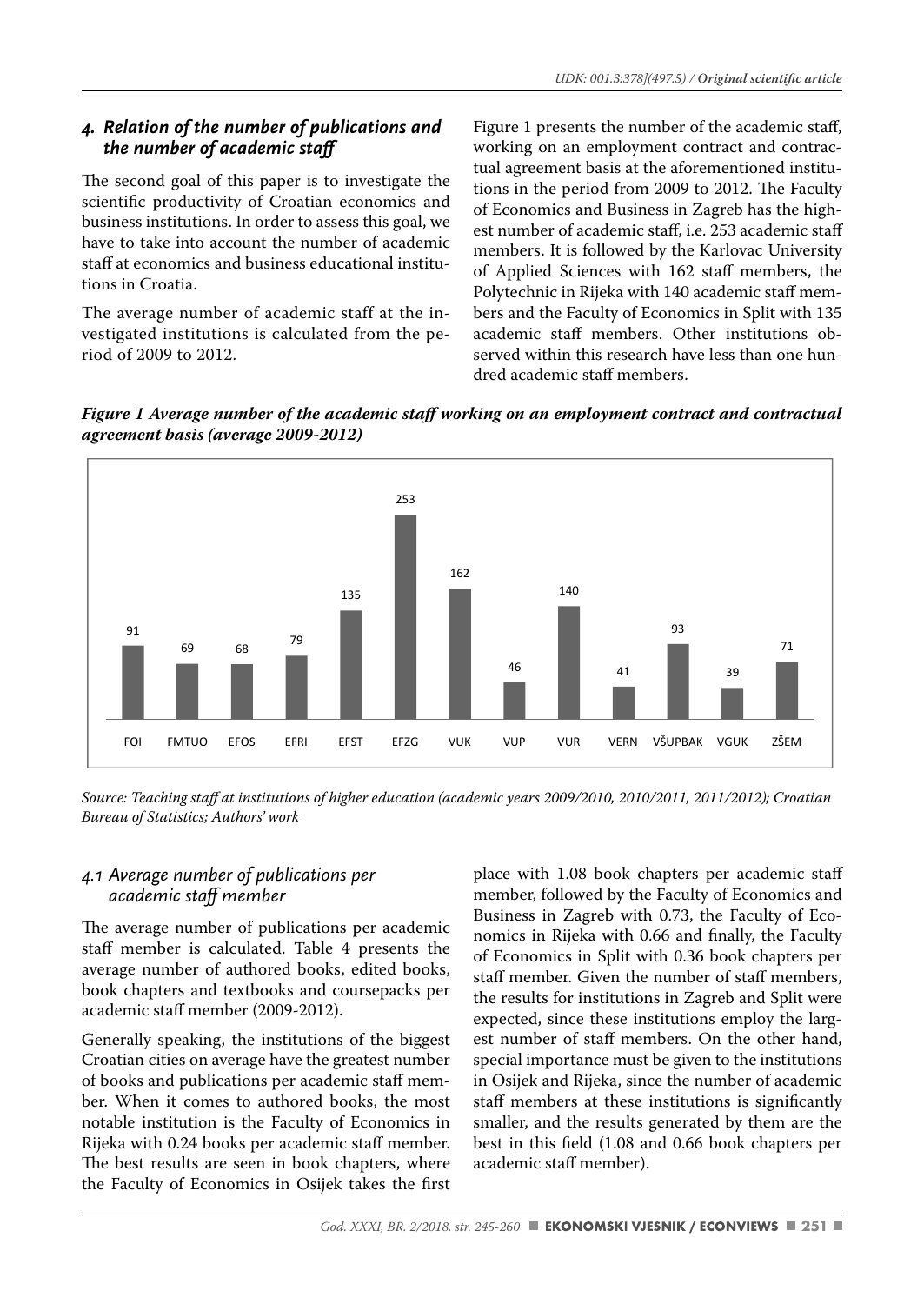## 4. Relation of the number of publications and the number of academic staff

The second goal of this paper is to investigate the scientific productivity of Croatian economics and business institutions. In order to assess this goal, we have to take into account the number of academic staff at economics and business educational institutions in Croatia.

The average number of academic staff at the investigated institutions is calculated from the period of 2009 to 2012.

Figure 1 presents the number of the academic staff, working on an employment contract and contractual agreement basis at the aforementioned institutions in the period from 2009 to 2012. The Faculty of Economics and Business in Zagreb has the highest number of academic staff, i.e. 253 academic staff members. It is followed by the Karlovac University of Applied Sciences with 162 staff members, the Polytechnic in Rijeka with 140 academic staff members and the Faculty of Economics in Split with 135 academic staff members. Other institutions observed within this research have less than one hundred academic staff members.

***Figure 1 Average number of the academic staff working on an employment contract and contractual agreement basis (average 2009-2012)***

| FOI | FMTUO | EFOS | EFRI | EFST | EFZG | VUK | VUP | VUR | VERN | VŠUPBAK | VGUK | ZŠEM |
|---|---|---|---|---|---|---|---|---|---|---|---|---|
| 91 | 69 | 68 | 79 | 135 | 253 | 162 | 46 | 140 | 41 | 93 | 39 | 71 |

*Source: Teaching staff at institutions of higher education (academic years 2009/2010, 2010/2011, 2011/2012); Croatian Bureau of Statistics; Authors' work*

### 4.1 Average number of publications per academic staff member

The average number of publications per academic staff member is calculated. Table 4 presents the average number of authored books, edited books, book chapters and textbooks and coursepacks per academic staff member (2009-2012).

Generally speaking, the institutions of the biggest Croatian cities on average have the greatest number of books and publications per academic staff member. When it comes to authored books, the most notable institution is the Faculty of Economics in Rijeka with 0.24 books per academic staff member. The best results are seen in book chapters, where the Faculty of Economics in Osijek takes the first place with 1.08 book chapters per academic staff member, followed by the Faculty of Economics and Business in Zagreb with 0.73, the Faculty of Economics in Rijeka with 0.66 and finally, the Faculty of Economics in Split with 0.36 book chapters per staff member. Given the number of staff members, the results for institutions in Zagreb and Split were expected, since these institutions employ the largest number of staff members. On the other hand, special importance must be given to the institutions in Osijek and Rijeka, since the number of academic staff members at these institutions is significantly smaller, and the results generated by them are the best in this field (1.08 and 0.66 book chapters per academic staff member).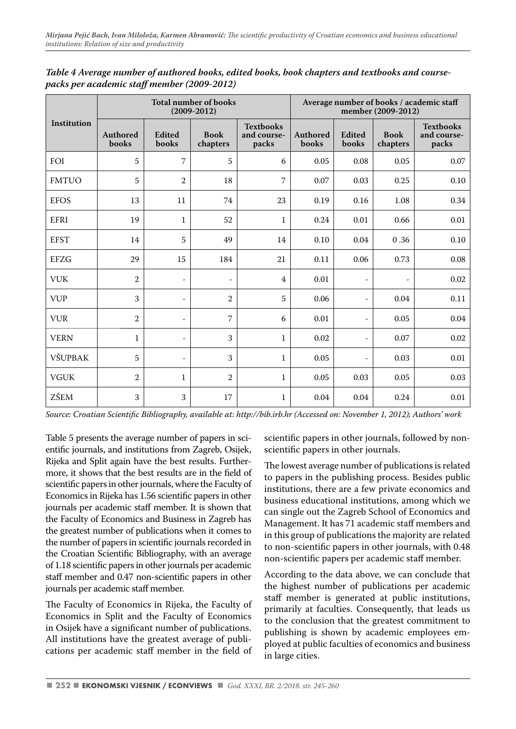*Table 4 Average number of authored books, edited books, book chapters and textbooks and course-packs per academic staff member (2009-2012)*

| Institution | Total number of books (2009-2012) | | | | Average number of books / academic staff member (2009-2012) | | | |
|---|---|---|---|---|---|---|---|---|
| | Authored books | Edited books | Book chapters | Textbooks and course-packs | Authored books | Edited books | Book chapters | Textbooks and course-packs |
| FOI | 5 | 7 | 5 | 6 | 0.05 | 0.08 | 0.05 | 0.07 |
| FMTUO | 5 | 2 | 18 | 7 | 0.07 | 0.03 | 0.25 | 0.10 |
| EFOS | 13 | 11 | 74 | 23 | 0.19 | 0.16 | 1.08 | 0.34 |
| EFRI | 19 | 1 | 52 | 1 | 0.24 | 0.01 | 0.66 | 0.01 |
| EFST | 14 | 5 | 49 | 14 | 0.10 | 0.04 | 0 .36 | 0.10 |
| EFZG | 29 | 15 | 184 | 21 | 0.11 | 0.06 | 0.73 | 0.08 |
| VUK | 2 | - | - | 4 | 0.01 | - | - | 0.02 |
| VUP | 3 | - | 2 | 5 | 0.06 | - | 0.04 | 0.11 |
| VUR | 2 | - | 7 | 6 | 0.01 | - | 0.05 | 0.04 |
| VERN | 1 | - | 3 | 1 | 0.02 | - | 0.07 | 0.02 |
| VŠUPBAK | 5 | - | 3 | 1 | 0.05 | - | 0.03 | 0.01 |
| VGUK | 2 | 1 | 2 | 1 | 0.05 | 0.03 | 0.05 | 0.03 |
| ZŠEM | 3 | 3 | 17 | 1 | 0.04 | 0.04 | 0.24 | 0.01 |

*Source: Croatian Scientific Bibliography, available at: http://bib.irb.hr (Accessed on: November 1, 2012); Authors' work*

Table 5 presents the average number of papers in scientific journals, and institutions from Zagreb, Osijek, Rijeka and Split again have the best results. Furthermore, it shows that the best results are in the field of scientific papers in other journals, where the Faculty of Economics in Rijeka has 1.56 scientific papers in other journals per academic staff member. It is shown that the Faculty of Economics and Business in Zagreb has the greatest number of publications when it comes to the number of papers in scientific journals recorded in the Croatian Scientific Bibliography, with an average of 1.18 scientific papers in other journals per academic staff member and 0.47 non-scientific papers in other journals per academic staff member.

The Faculty of Economics in Rijeka, the Faculty of Economics in Split and the Faculty of Economics in Osijek have a significant number of publications. All institutions have the greatest average of publications per academic staff member in the field of scientific papers in other journals, followed by non-scientific papers in other journals.

The lowest average number of publications is related to papers in the publishing process. Besides public institutions, there are a few private economics and business educational institutions, among which we can single out the Zagreb School of Economics and Management. It has 71 academic staff members and in this group of publications the majority are related to non-scientific papers in other journals, with 0.48 non-scientific papers per academic staff member.

According to the data above, we can conclude that the highest number of publications per academic staff member is generated at public institutions, primarily at faculties. Consequently, that leads us to the conclusion that the greatest commitment to publishing is shown by academic employees employed at public faculties of economics and business in large cities.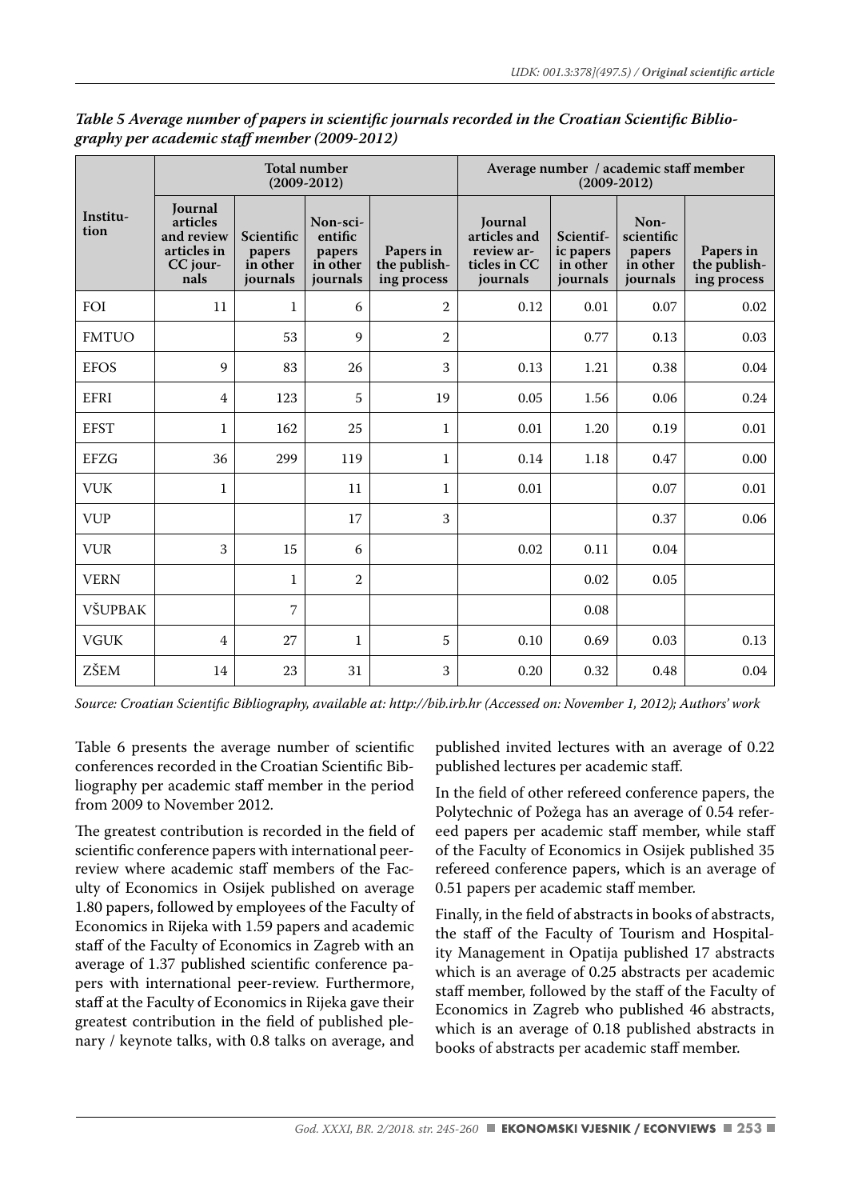*Table 5 Average number of papers in scientific journals recorded in the Croatian Scientific Bibliography per academic staff member (2009-2012)*

| Institution | Total number (2009-2012) | | | | Average number / academic staff member (2009-2012) | | | |
|---|---|---|---|---|---|---|---|---|
| | Journal articles and review articles in CC journals | Scientific papers in other journals | Non-scientific papers in other journals | Papers in the publishing process | Journal articles and review articles in CC journals | Scientific papers in other journals | Non-scientific papers in other journals | Papers in the publishing process |
| FOI | 11 | 1 | 6 | 2 | 0.12 | 0.01 | 0.07 | 0.02 |
| FMTUO | | 53 | 9 | 2 | | 0.77 | 0.13 | 0.03 |
| EFOS | 9 | 83 | 26 | 3 | 0.13 | 1.21 | 0.38 | 0.04 |
| EFRI | 4 | 123 | 5 | 19 | 0.05 | 1.56 | 0.06 | 0.24 |
| EFST | 1 | 162 | 25 | 1 | 0.01 | 1.20 | 0.19 | 0.01 |
| EFZG | 36 | 299 | 119 | 1 | 0.14 | 1.18 | 0.47 | 0.00 |
| VUK | 1 | | 11 | 1 | 0.01 | | 0.07 | 0.01 |
| VUP | | | 17 | 3 | | | 0.37 | 0.06 |
| VUR | 3 | 15 | 6 | | 0.02 | 0.11 | 0.04 | |
| VERN | | 1 | 2 | | | 0.02 | 0.05 | |
| VŠUPBAK | | 7 | | | | 0.08 | | |
| VGUK | 4 | 27 | 1 | 5 | 0.10 | 0.69 | 0.03 | 0.13 |
| ZŠEM | 14 | 23 | 31 | 3 | 0.20 | 0.32 | 0.48 | 0.04 |

*Source: Croatian Scientific Bibliography, available at: http://bib.irb.hr (Accessed on: November 1, 2012); Authors' work*

Table 6 presents the average number of scientific conferences recorded in the Croatian Scientific Bibliography per academic staff member in the period from 2009 to November 2012.

The greatest contribution is recorded in the field of scientific conference papers with international peer-review where academic staff members of the Faculty of Economics in Osijek published on average 1.80 papers, followed by employees of the Faculty of Economics in Rijeka with 1.59 papers and academic staff of the Faculty of Economics in Zagreb with an average of 1.37 published scientific conference papers with international peer-review. Furthermore, staff at the Faculty of Economics in Rijeka gave their greatest contribution in the field of published plenary / keynote talks, with 0.8 talks on average, and published invited lectures with an average of 0.22 published lectures per academic staff.

In the field of other refereed conference papers, the Polytechnic of Požega has an average of 0.54 refereed papers per academic staff member, while staff of the Faculty of Economics in Osijek published 35 refereed conference papers, which is an average of 0.51 papers per academic staff member.

Finally, in the field of abstracts in books of abstracts, the staff of the Faculty of Tourism and Hospitality Management in Opatija published 17 abstracts which is an average of 0.25 abstracts per academic staff member, followed by the staff of the Faculty of Economics in Zagreb who published 46 abstracts, which is an average of 0.18 published abstracts in books of abstracts per academic staff member.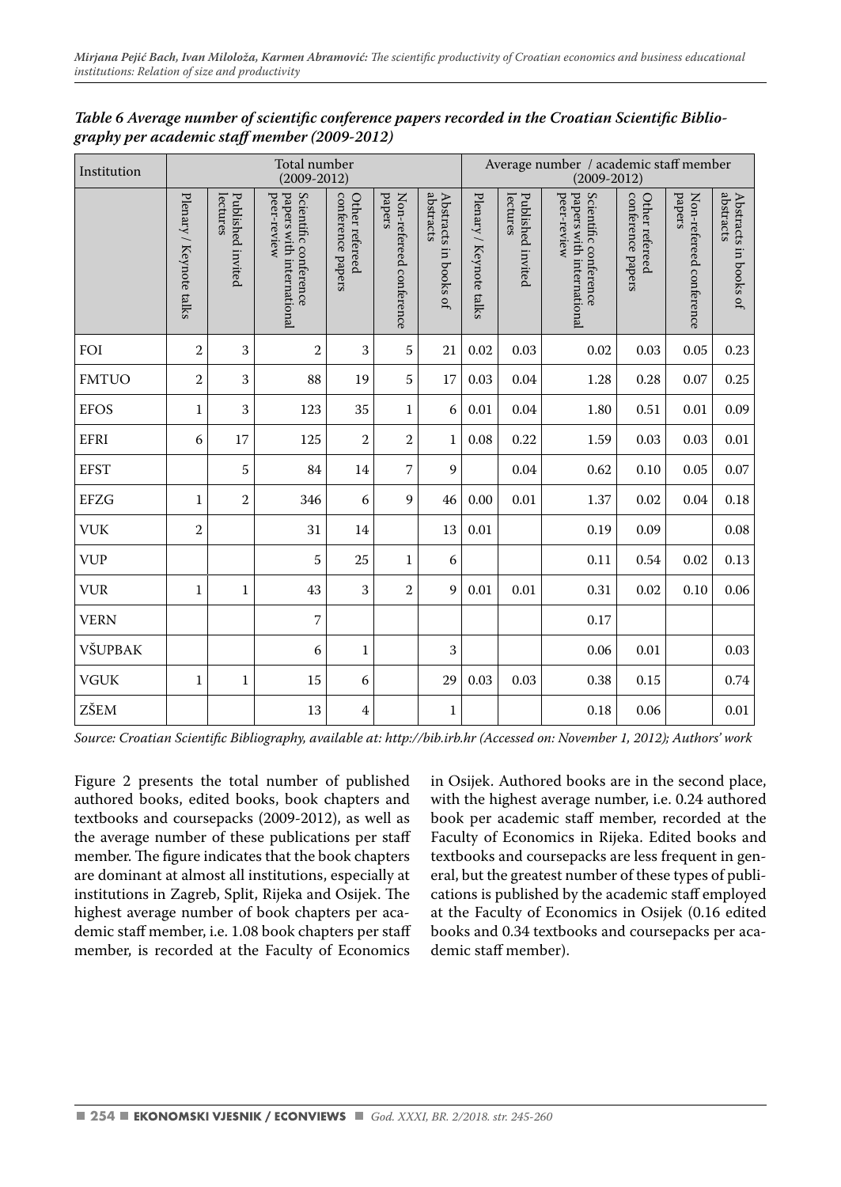*Table 6 Average number of scientific conference papers recorded in the Croatian Scientific Bibliography per academic staff member (2009-2012)*

| Institution | Total number (2009-2012) | | | | | | Average number / academic staff member (2009-2012) | | | | | |
|---|---|---|---|---|---|---|---|---|---|---|---|---|
| | Plenary / Keynote talks | Published invited lectures | Scientific conference papers with international peer-review | Other refereed conference papers | Non-refereed conference papers | Abstracts in books of abstracts | Plenary / Keynote talks | Published invited lectures | Scientific conference papers with international peer-review | Other refereed conference papers | Non-refereed conference papers | Abstracts in books of abstracts |
| FOI | 2 | 3 | 2 | 3 | 5 | 21 | 0.02 | 0.03 | 0.02 | 0.03 | 0.05 | 0.23 |
| FMTUO | 2 | 3 | 88 | 19 | 5 | 17 | 0.03 | 0.04 | 1.28 | 0.28 | 0.07 | 0.25 |
| EFOS | 1 | 3 | 123 | 35 | 1 | 6 | 0.01 | 0.04 | 1.80 | 0.51 | 0.01 | 0.09 |
| EFRI | 6 | 17 | 125 | 2 | 2 | 1 | 0.08 | 0.22 | 1.59 | 0.03 | 0.03 | 0.01 |
| EFST | | 5 | 84 | 14 | 7 | 9 | | 0.04 | 0.62 | 0.10 | 0.05 | 0.07 |
| EFZG | 1 | 2 | 346 | 6 | 9 | 46 | 0.00 | 0.01 | 1.37 | 0.02 | 0.04 | 0.18 |
| VUK | 2 | | 31 | 14 | | 13 | 0.01 | | 0.19 | 0.09 | | 0.08 |
| VUP | | | 5 | 25 | 1 | 6 | | | 0.11 | 0.54 | 0.02 | 0.13 |
| VUR | 1 | 1 | 43 | 3 | 2 | 9 | 0.01 | 0.01 | 0.31 | 0.02 | 0.10 | 0.06 |
| VERN | | | 7 | | | | | | 0.17 | | | |
| VŠUPBAK | | | 6 | 1 | | 3 | | | 0.06 | 0.01 | | 0.03 |
| VGUK | 1 | 1 | 15 | 6 | | 29 | 0.03 | 0.03 | 0.38 | 0.15 | | 0.74 |
| ZŠEM | | | 13 | 4 | | 1 | | | 0.18 | 0.06 | | 0.01 |

*Source: Croatian Scientific Bibliography, available at: http://bib.irb.hr (Accessed on: November 1, 2012); Authors' work*

Figure 2 presents the total number of published authored books, edited books, book chapters and textbooks and coursepacks (2009-2012), as well as the average number of these publications per staff member. The figure indicates that the book chapters are dominant at almost all institutions, especially at institutions in Zagreb, Split, Rijeka and Osijek. The highest average number of book chapters per academic staff member, i.e. 1.08 book chapters per staff member, is recorded at the Faculty of Economics in Osijek. Authored books are in the second place, with the highest average number, i.e. 0.24 authored book per academic staff member, recorded at the Faculty of Economics in Rijeka. Edited books and textbooks and coursepacks are less frequent in general, but the greatest number of these types of publications is published by the academic staff employed at the Faculty of Economics in Osijek (0.16 edited books and 0.34 textbooks and coursepacks per academic staff member).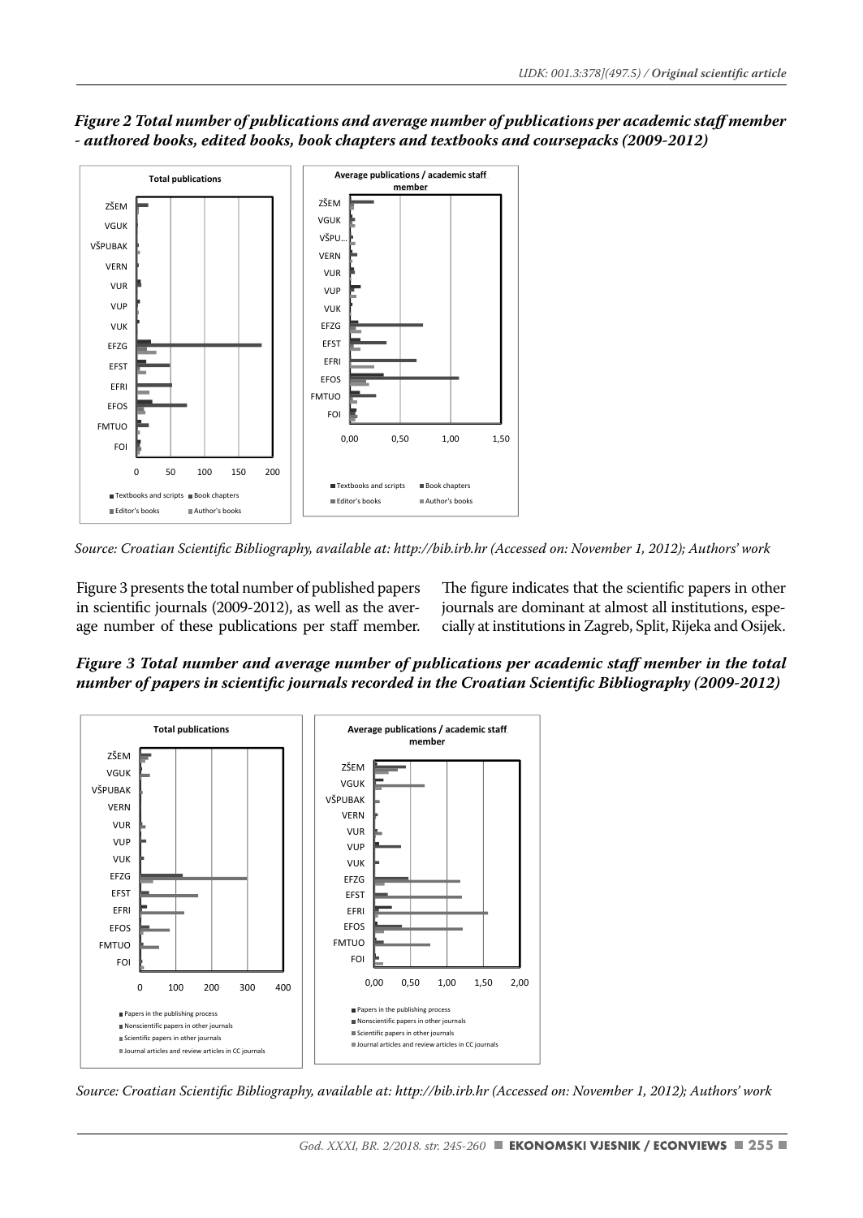*Figure 2 Total number of publications and average number of publications per academic staff member - authored books, edited books, book chapters and textbooks and coursepacks (2009-2012)*

*Source: Croatian Scientific Bibliography, available at: http://bib.irb.hr (Accessed on: November 1, 2012); Authors' work*

Figure 3 presents the total number of published papers in scientific journals (2009-2012), as well as the average number of these publications per staff member. The figure indicates that the scientific papers in other journals are dominant at almost all institutions, especially at institutions in Zagreb, Split, Rijeka and Osijek.

*Figure 3 Total number and average number of publications per academic staff member in the total number of papers in scientific journals recorded in the Croatian Scientific Bibliography (2009-2012)*

*Source: Croatian Scientific Bibliography, available at: http://bib.irb.hr (Accessed on: November 1, 2012); Authors' work*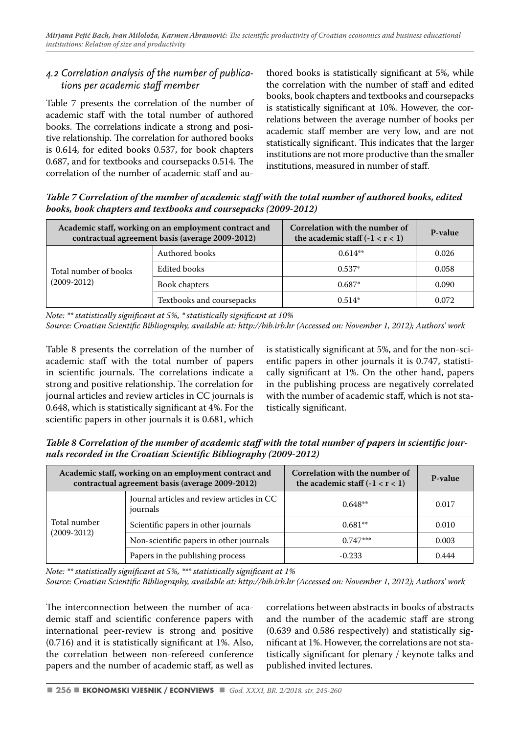### *4.2 Correlation analysis of the number of publications per academic staff member*

Table 7 presents the correlation of the number of academic staff with the total number of authored books. The correlations indicate a strong and positive relationship. The correlation for authored books is 0.614, for edited books 0.537, for book chapters 0.687, and for textbooks and coursepacks 0.514. The correlation of the number of academic staff and authored books is statistically significant at 5%, while the correlation with the number of staff and edited books, book chapters and textbooks and coursepacks is statistically significant at 10%. However, the correlations between the average number of books per academic staff member are very low, and are not statistically significant. This indicates that the larger institutions are not more productive than the smaller institutions, measured in number of staff.

***Table 7 Correlation of the number of academic staff with the total number of authored books, edited books, book chapters and textbooks and coursepacks (2009-2012)***

| Academic staff, working on an employment contract and contractual agreement basis (average 2009-2012) | | Correlation with the number of the academic staff (-1 < r < 1) | P-value |
|---|---|---|---|
| Total number of books (2009-2012) | Authored books | 0.614** | 0.026 |
| | Edited books | 0.537* | 0.058 |
| | Book chapters | 0.687* | 0.090 |
| | Textbooks and coursepacks | 0.514* | 0.072 |

*Note: ** statistically significant at 5%, * statistically significant at 10%*

*Source: Croatian Scientific Bibliography, available at: http://bib.irb.hr (Accessed on: November 1, 2012); Authors' work*

Table 8 presents the correlation of the number of academic staff with the total number of papers in scientific journals. The correlations indicate a strong and positive relationship. The correlation for journal articles and review articles in CC journals is 0.648, which is statistically significant at 4%. For the scientific papers in other journals it is 0.681, which is statistically significant at 5%, and for the non-scientific papers in other journals it is 0.747, statistically significant at 1%. On the other hand, papers in the publishing process are negatively correlated with the number of academic staff, which is not statistically significant.

***Table 8 Correlation of the number of academic staff with the total number of papers in scientific journals recorded in the Croatian Scientific Bibliography (2009-2012)***

| Academic staff, working on an employment contract and contractual agreement basis (average 2009-2012) | | Correlation with the number of the academic staff (-1 < r < 1) | P-value |
|---|---|---|---|
| Total number (2009-2012) | Journal articles and review articles in CC journals | 0.648** | 0.017 |
| | Scientific papers in other journals | 0.681** | 0.010 |
| | Non-scientific papers in other journals | 0.747*** | 0.003 |
| | Papers in the publishing process | -0.233 | 0.444 |

*Note: ** statistically significant at 5%, *** statistically significant at 1%*

*Source: Croatian Scientific Bibliography, available at: http://bib.irb.hr (Accessed on: November 1, 2012); Authors' work*

The interconnection between the number of academic staff and scientific conference papers with international peer-review is strong and positive (0.716) and it is statistically significant at 1%. Also, the correlation between non-refereed conference papers and the number of academic staff, as well as correlations between abstracts in books of abstracts and the number of the academic staff are strong (0.639 and 0.586 respectively) and statistically significant at 1%. However, the correlations are not statistically significant for plenary / keynote talks and published invited lectures.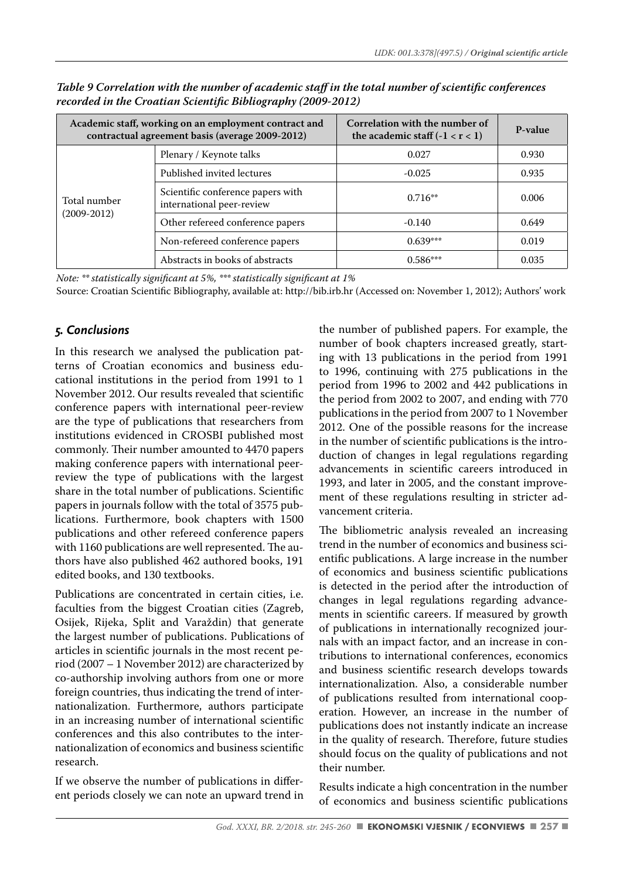*Table 9 Correlation with the number of academic staff in the total number of scientific conferences recorded in the Croatian Scientific Bibliography (2009-2012)*

| Academic staff, working on an employment contract and contractual agreement basis (average 2009-2012) | | Correlation with the number of the academic staff ($-1 < r < 1$) | P-value |
|---|---|---|---|
| Total number (2009-2012) | Plenary / Keynote talks | 0.027 | 0.930 |
| | Published invited lectures | -0.025 | 0.935 |
| | Scientific conference papers with international peer-review | 0.716** | 0.006 |
| | Other refereed conference papers | -0.140 | 0.649 |
| | Non-refereed conference papers | 0.639*** | 0.019 |
| | Abstracts in books of abstracts | 0.586*** | 0.035 |

*Note: ** statistically significant at 5%, *** statistically significant at 1%*

Source: Croatian Scientific Bibliography, available at: http://bib.irb.hr (Accessed on: November 1, 2012); Authors' work

## *5. Conclusions*

In this research we analysed the publication patterns of Croatian economics and business educational institutions in the period from 1991 to 1 November 2012. Our results revealed that scientific conference papers with international peer-review are the type of publications that researchers from institutions evidenced in CROSBI published most commonly. Their number amounted to 4470 papers making conference papers with international peer-review the type of publications with the largest share in the total number of publications. Scientific papers in journals follow with the total of 3575 publications. Furthermore, book chapters with 1500 publications and other refereed conference papers with 1160 publications are well represented. The authors have also published 462 authored books, 191 edited books, and 130 textbooks.

Publications are concentrated in certain cities, i.e. faculties from the biggest Croatian cities (Zagreb, Osijek, Rijeka, Split and Varaždin) that generate the largest number of publications. Publications of articles in scientific journals in the most recent period (2007 – 1 November 2012) are characterized by co-authorship involving authors from one or more foreign countries, thus indicating the trend of internationalization. Furthermore, authors participate in an increasing number of international scientific conferences and this also contributes to the internationalization of economics and business scientific research.

If we observe the number of publications in different periods closely we can note an upward trend in the number of published papers. For example, the number of book chapters increased greatly, starting with 13 publications in the period from 1991 to 1996, continuing with 275 publications in the period from 1996 to 2002 and 442 publications in the period from 2002 to 2007, and ending with 770 publications in the period from 2007 to 1 November 2012. One of the possible reasons for the increase in the number of scientific publications is the introduction of changes in legal regulations regarding advancements in scientific careers introduced in 1993, and later in 2005, and the constant improvement of these regulations resulting in stricter advancement criteria.

The bibliometric analysis revealed an increasing trend in the number of economics and business scientific publications. A large increase in the number of economics and business scientific publications is detected in the period after the introduction of changes in legal regulations regarding advancements in scientific careers. If measured by growth of publications in internationally recognized journals with an impact factor, and an increase in contributions to international conferences, economics and business scientific research develops towards internationalization. Also, a considerable number of publications resulted from international cooperation. However, an increase in the number of publications does not instantly indicate an increase in the quality of research. Therefore, future studies should focus on the quality of publications and not their number.

Results indicate a high concentration in the number of economics and business scientific publications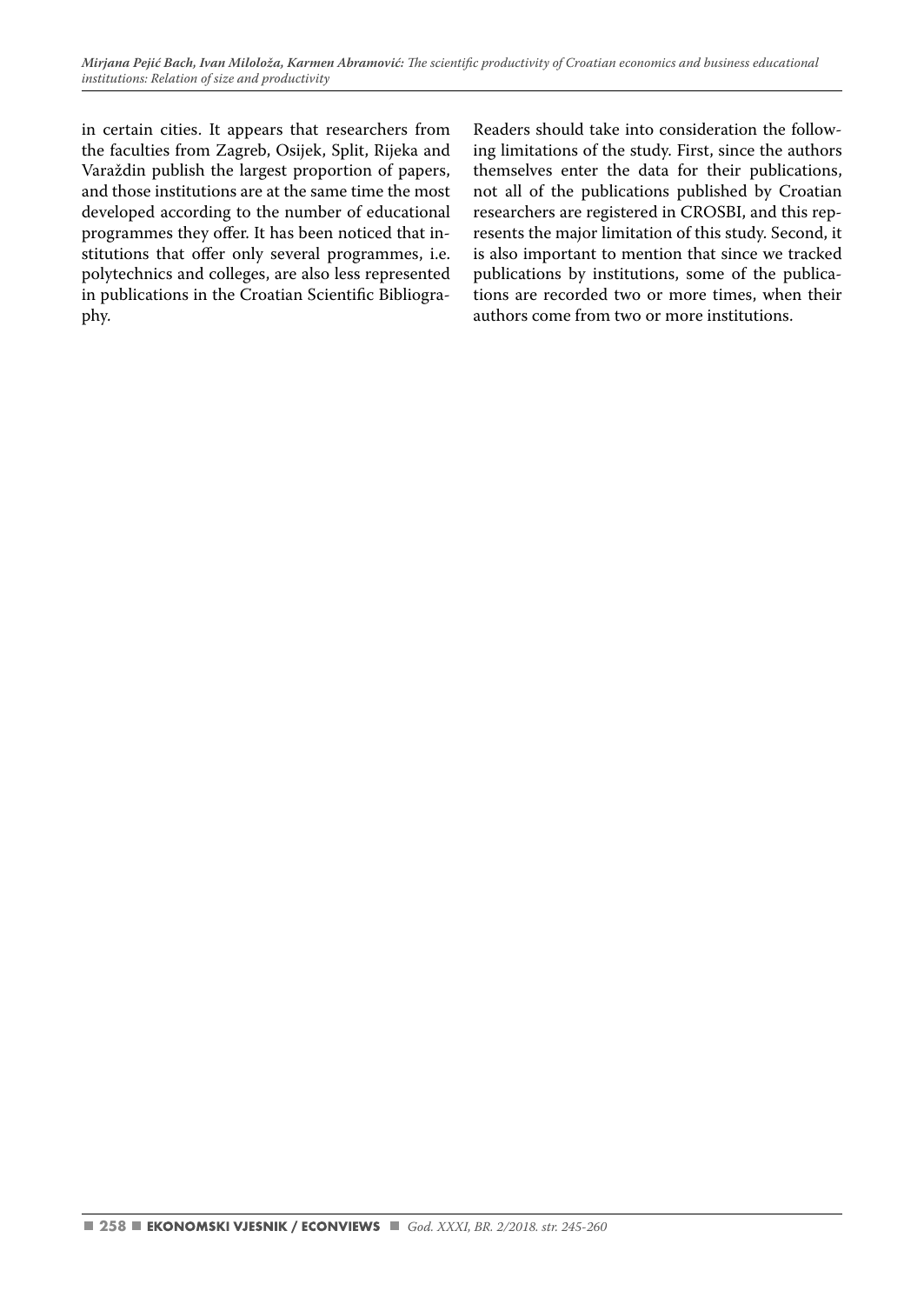in certain cities. It appears that researchers from the faculties from Zagreb, Osijek, Split, Rijeka and Varaždin publish the largest proportion of papers, and those institutions are at the same time the most developed according to the number of educational programmes they offer. It has been noticed that institutions that offer only several programmes, i.e. polytechnics and colleges, are also less represented in publications in the Croatian Scientific Bibliography.

Readers should take into consideration the following limitations of the study. First, since the authors themselves enter the data for their publications, not all of the publications published by Croatian researchers are registered in CROSBI, and this represents the major limitation of this study. Second, it is also important to mention that since we tracked publications by institutions, some of the publications are recorded two or more times, when their authors come from two or more institutions.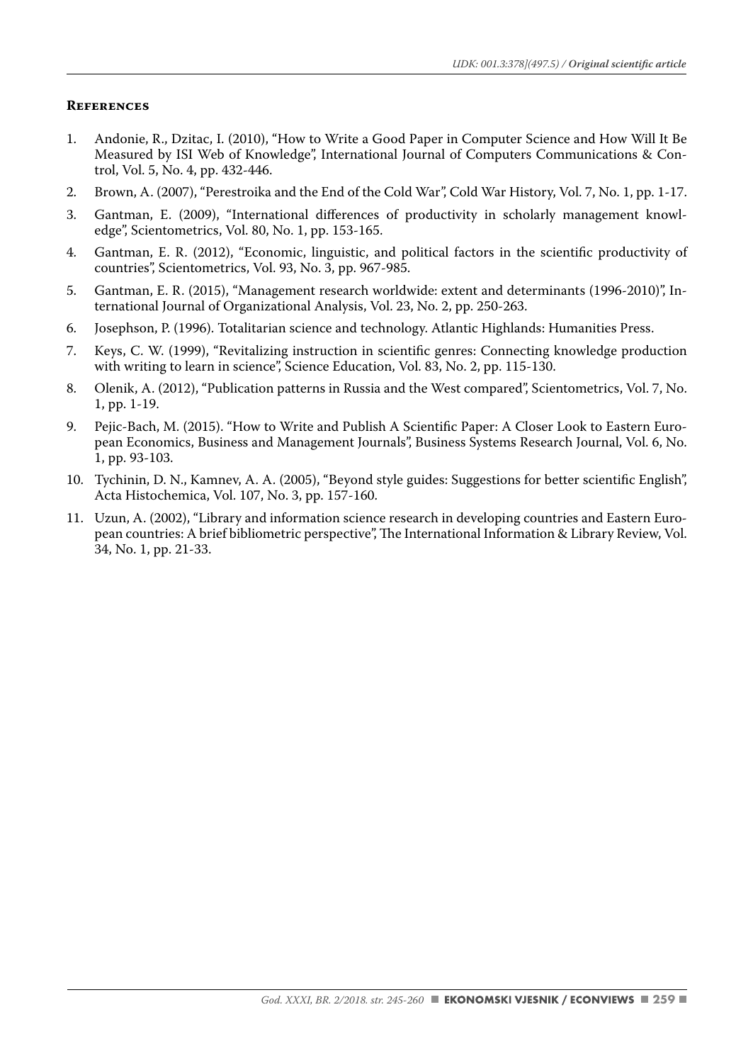## References

1. Andonie, R., Dzitac, I. (2010), "How to Write a Good Paper in Computer Science and How Will It Be Measured by ISI Web of Knowledge", International Journal of Computers Communications & Control, Vol. 5, No. 4, pp. 432-446.
2. Brown, A. (2007), "Perestroika and the End of the Cold War", Cold War History, Vol. 7, No. 1, pp. 1-17.
3. Gantman, E. (2009), "International differences of productivity in scholarly management knowledge", Scientometrics, Vol. 80, No. 1, pp. 153-165.
4. Gantman, E. R. (2012), "Economic, linguistic, and political factors in the scientific productivity of countries", Scientometrics, Vol. 93, No. 3, pp. 967-985.
5. Gantman, E. R. (2015), "Management research worldwide: extent and determinants (1996-2010)", International Journal of Organizational Analysis, Vol. 23, No. 2, pp. 250-263.
6. Josephson, P. (1996). Totalitarian science and technology. Atlantic Highlands: Humanities Press.
7. Keys, C. W. (1999), "Revitalizing instruction in scientific genres: Connecting knowledge production with writing to learn in science", Science Education, Vol. 83, No. 2, pp. 115-130.
8. Olenik, A. (2012), "Publication patterns in Russia and the West compared", Scientometrics, Vol. 7, No. 1, pp. 1-19.
9. Pejic-Bach, M. (2015). "How to Write and Publish A Scientific Paper: A Closer Look to Eastern European Economics, Business and Management Journals", Business Systems Research Journal, Vol. 6, No. 1, pp. 93-103.
10. Tychinin, D. N., Kamnev, A. A. (2005), "Beyond style guides: Suggestions for better scientific English", Acta Histochemica, Vol. 107, No. 3, pp. 157-160.
11. Uzun, A. (2002), "Library and information science research in developing countries and Eastern European countries: A brief bibliometric perspective", The International Information & Library Review, Vol. 34, No. 1, pp. 21-33.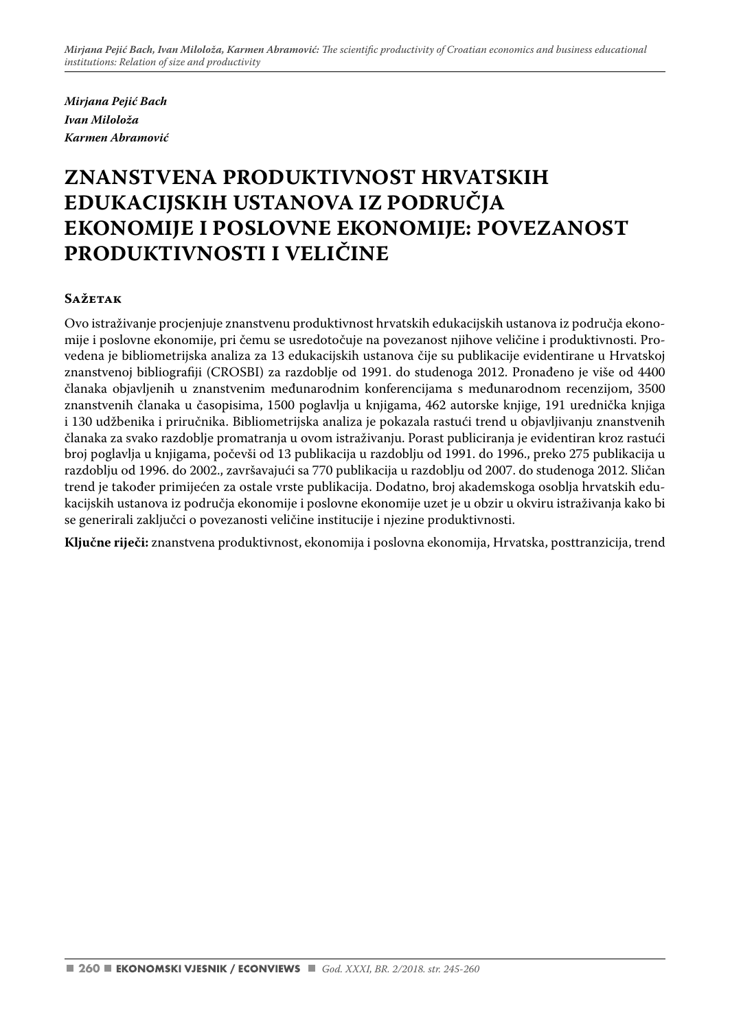*Mirjana Pejić Bach*
*Ivan Miloloža*
*Karmen Abramović*

# ZNANSTVENA PRODUKTIVNOST HRVATSKIH EDUKACIJSKIH USTANOVA IZ PODRUČJA EKONOMIJE I POSLOVNE EKONOMIJE: POVEZANOST PRODUKTIVNOSTI I VELIČINE

## Sažetak

Ovo istraživanje procjenjuje znanstvenu produktivnost hrvatskih edukacijskih ustanova iz područja ekonomije i poslovne ekonomije, pri čemu se usredotočuje na povezanost njihove veličine i produktivnosti. Provedena je bibliometrijska analiza za 13 edukacijskih ustanova čije su publikacije evidentirane u Hrvatskoj znanstvenoj bibliografiji (CROSBI) za razdoblje od 1991. do studenoga 2012. Pronađeno je više od 4400 članaka objavljenih u znanstvenim međunarodnim konferencijama s međunarodnom recenzijom, 3500 znanstvenih članaka u časopisima, 1500 poglavlja u knjigama, 462 autorske knjige, 191 urednička knjiga i 130 udžbenika i priručnika. Bibliometrijska analiza je pokazala rastući trend u objavljivanju znanstvenih članaka za svako razdoblje promatranja u ovom istraživanju. Porast publiciranja je evidentiran kroz rastući broj poglavlja u knjigama, počevši od 13 publikacija u razdoblju od 1991. do 1996., preko 275 publikacija u razdoblju od 1996. do 2002., završavajući sa 770 publikacija u razdoblju od 2007. do studenoga 2012. Sličan trend je također primijećen za ostale vrste publikacija. Dodatno, broj akademskoga osoblja hrvatskih edukacijskih ustanova iz područja ekonomije i poslovne ekonomije uzet je u obzir u okviru istraživanja kako bi se generirali zaključci o povezanosti veličine institucije i njezine produktivnosti.

**Ključne riječi:** znanstvena produktivnost, ekonomija i poslovna ekonomija, Hrvatska, posttranzicija, trend